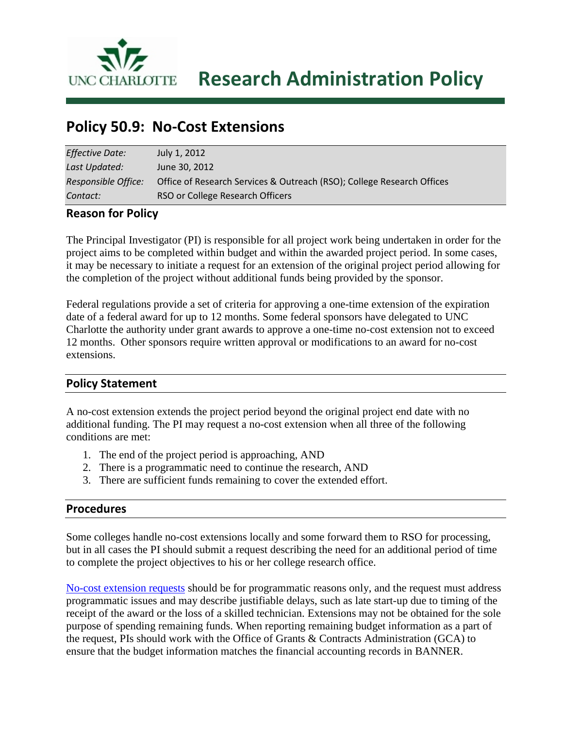UNC CHARLOTTE

# Research Administration Policy

## Policy 50.9: No-Cost Extensions

| | |
|---|---|
| *Effective Date:* | July 1, 2012 |
| *Last Updated:* | June 30, 2012 |
| *Responsible Office:* | Office of Research Services & Outreach (RSO); College Research Offices |
| *Contact:* | RSO or College Research Officers |

### Reason for Policy

The Principal Investigator (PI) is responsible for all project work being undertaken in order for the project aims to be completed within budget and within the awarded project period. In some cases, it may be necessary to initiate a request for an extension of the original project period allowing for the completion of the project without additional funds being provided by the sponsor.

Federal regulations provide a set of criteria for approving a one-time extension of the expiration date of a federal award for up to 12 months. Some federal sponsors have delegated to UNC Charlotte the authority under grant awards to approve a one-time no-cost extension not to exceed 12 months. Other sponsors require written approval or modifications to an award for no-cost extensions.

### Policy Statement

A no-cost extension extends the project period beyond the original project end date with no additional funding. The PI may request a no-cost extension when all three of the following conditions are met:

1. The end of the project period is approaching, AND
2. There is a programmatic need to continue the research, AND
3. There are sufficient funds remaining to cover the extended effort.

### Procedures

Some colleges handle no-cost extensions locally and some forward them to RSO for processing, but in all cases the PI should submit a request describing the need for an additional period of time to complete the project objectives to his or her college research office.

No-cost extension requests should be for programmatic reasons only, and the request must address programmatic issues and may describe justifiable delays, such as late start-up due to timing of the receipt of the award or the loss of a skilled technician. Extensions may not be obtained for the sole purpose of spending remaining funds. When reporting remaining budget information as a part of the request, PIs should work with the Office of Grants & Contracts Administration (GCA) to ensure that the budget information matches the financial accounting records in BANNER.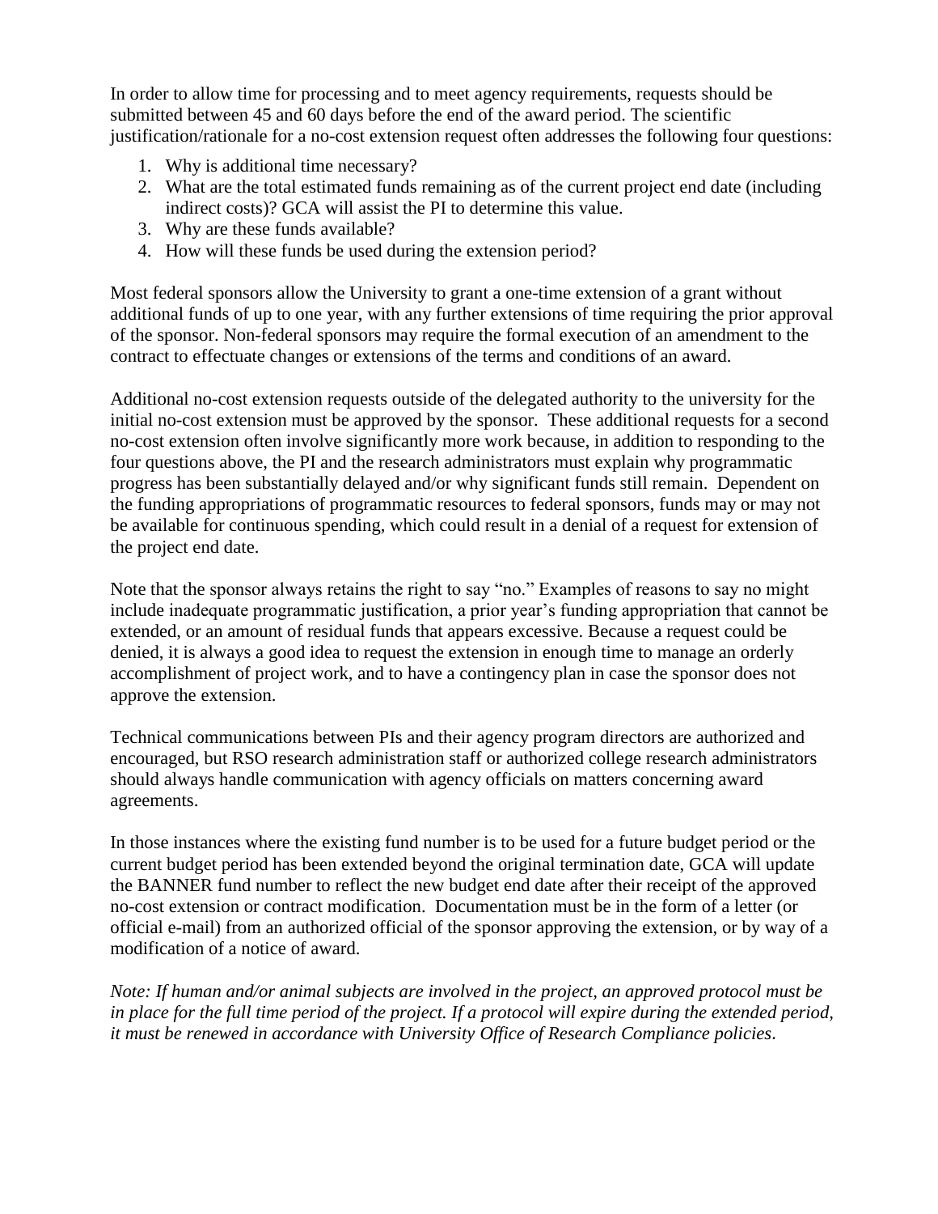In order to allow time for processing and to meet agency requirements, requests should be submitted between 45 and 60 days before the end of the award period. The scientific justification/rationale for a no-cost extension request often addresses the following four questions:

1. Why is additional time necessary?
2. What are the total estimated funds remaining as of the current project end date (including indirect costs)? GCA will assist the PI to determine this value.
3. Why are these funds available?
4. How will these funds be used during the extension period?

Most federal sponsors allow the University to grant a one-time extension of a grant without additional funds of up to one year, with any further extensions of time requiring the prior approval of the sponsor. Non-federal sponsors may require the formal execution of an amendment to the contract to effectuate changes or extensions of the terms and conditions of an award.

Additional no-cost extension requests outside of the delegated authority to the university for the initial no-cost extension must be approved by the sponsor. These additional requests for a second no-cost extension often involve significantly more work because, in addition to responding to the four questions above, the PI and the research administrators must explain why programmatic progress has been substantially delayed and/or why significant funds still remain. Dependent on the funding appropriations of programmatic resources to federal sponsors, funds may or may not be available for continuous spending, which could result in a denial of a request for extension of the project end date.

Note that the sponsor always retains the right to say "no." Examples of reasons to say no might include inadequate programmatic justification, a prior year's funding appropriation that cannot be extended, or an amount of residual funds that appears excessive. Because a request could be denied, it is always a good idea to request the extension in enough time to manage an orderly accomplishment of project work, and to have a contingency plan in case the sponsor does not approve the extension.

Technical communications between PIs and their agency program directors are authorized and encouraged, but RSO research administration staff or authorized college research administrators should always handle communication with agency officials on matters concerning award agreements.

In those instances where the existing fund number is to be used for a future budget period or the current budget period has been extended beyond the original termination date, GCA will update the BANNER fund number to reflect the new budget end date after their receipt of the approved no-cost extension or contract modification. Documentation must be in the form of a letter (or official e-mail) from an authorized official of the sponsor approving the extension, or by way of a modification of a notice of award.

*Note: If human and/or animal subjects are involved in the project, an approved protocol must be in place for the full time period of the project. If a protocol will expire during the extended period, it must be renewed in accordance with University Office of Research Compliance policies.*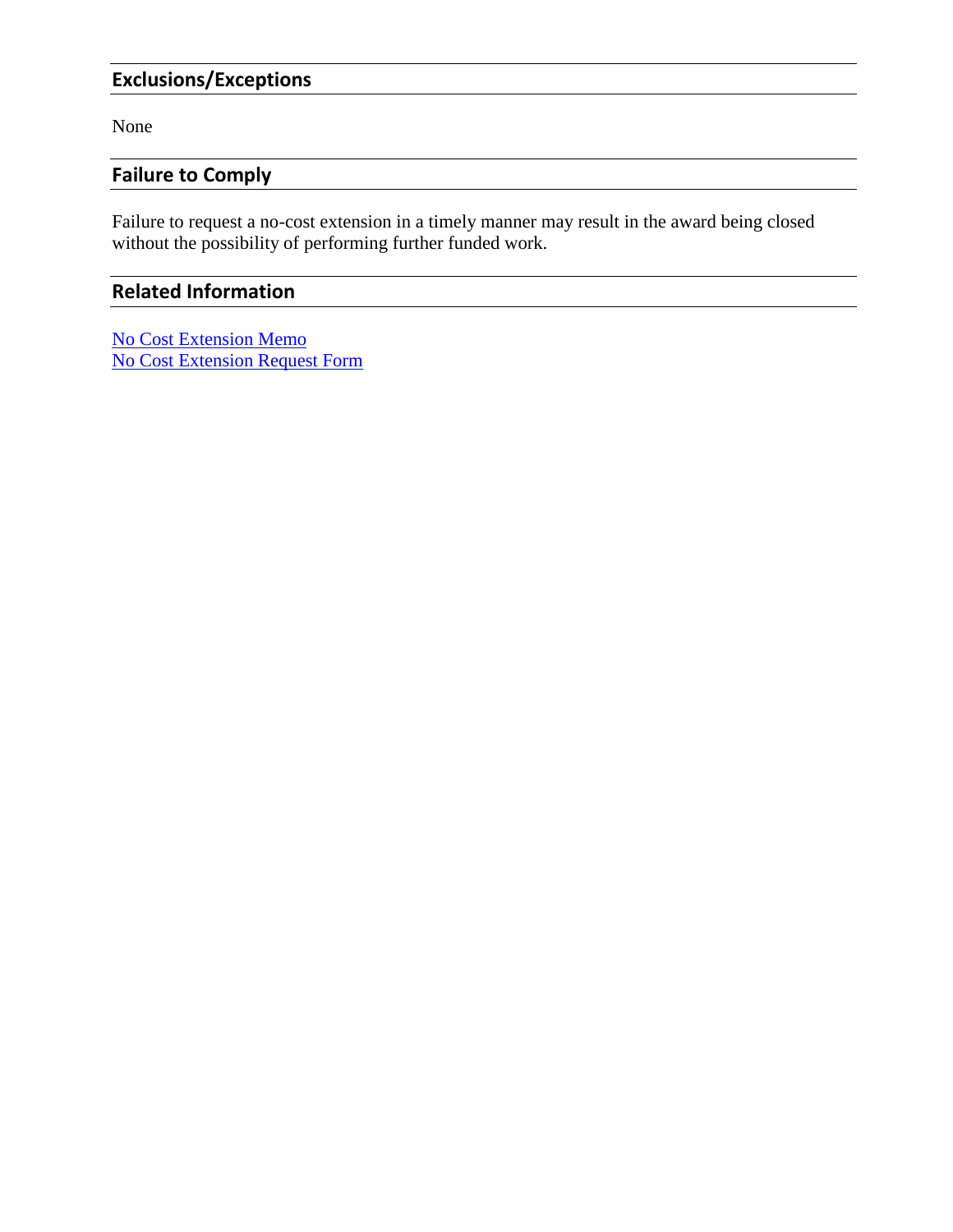## Exclusions/Exceptions

None

## Failure to Comply

Failure to request a no-cost extension in a timely manner may result in the award being closed without the possibility of performing further funded work.

## Related Information

No Cost Extension Memo
No Cost Extension Request Form